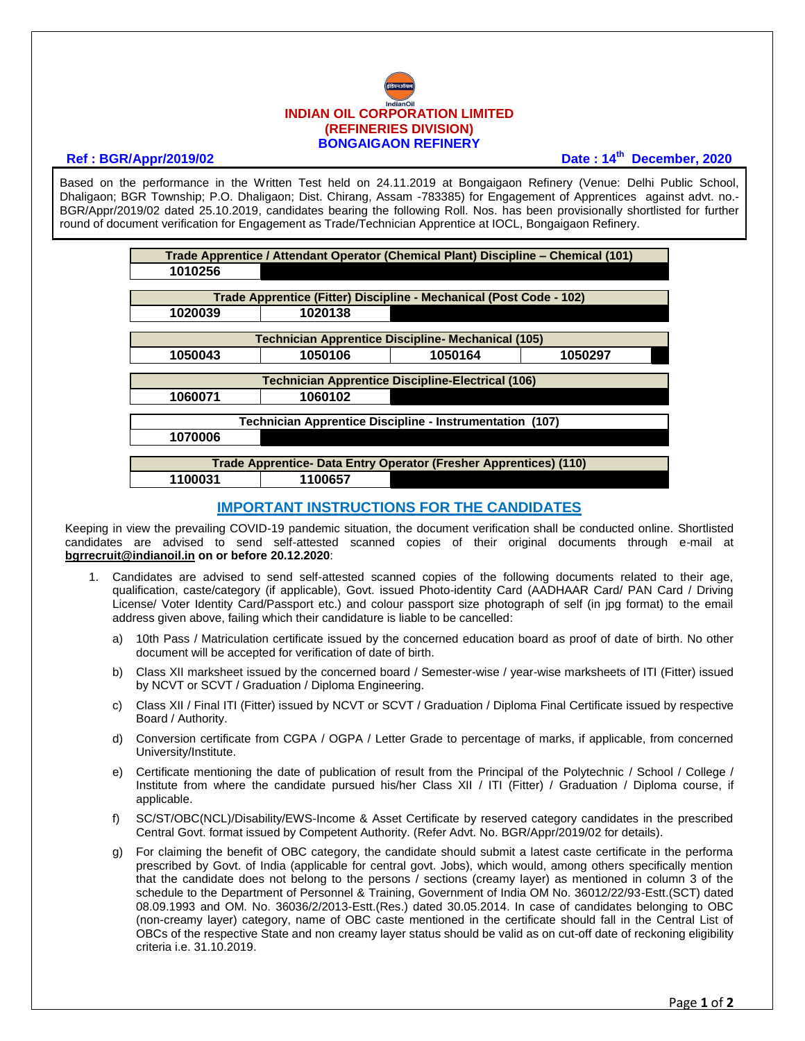# INDIAN OIL CORPORATION LIMITED
## (REFINERIES DIVISION)
## BONGAIGAON REFINERY

**Ref : BGR/Appr/2019/02** **Date : 14th December, 2020**

Based on the performance in the Written Test held on 24.11.2019 at Bongaigaon Refinery (Venue: Delhi Public School, Dhaligaon; BGR Township; P.O. Dhaligaon; Dist. Chirang, Assam -783385) for Engagement of Apprentices against advt. no.- BGR/Appr/2019/02 dated 25.10.2019, candidates bearing the following Roll. Nos. has been provisionally shortlisted for further round of document verification for Engagement as Trade/Technician Apprentice at IOCL, Bongaigaon Refinery.

| Trade Apprentice / Attendant Operator (Chemical Plant) Discipline – Chemical (101) | | | |
|---|---|---|---|
| 1010256 | | | |

| Trade Apprentice (Fitter) Discipline - Mechanical (Post Code - 102) | | | |
|---|---|---|---|
| 1020039 | 1020138 | | |

| Technician Apprentice Discipline- Mechanical (105) | | | |
|---|---|---|---|
| 1050043 | 1050106 | 1050164 | 1050297 |

| Technician Apprentice Discipline-Electrical (106) | | | |
|---|---|---|---|
| 1060071 | 1060102 | | |

| Technician Apprentice Discipline - Instrumentation (107) | | | |
|---|---|---|---|
| 1070006 | | | |

| Trade Apprentice- Data Entry Operator (Fresher Apprentices) (110) | | | |
|---|---|---|---|
| 1100031 | 1100657 | | |

## IMPORTANT INSTRUCTIONS FOR THE CANDIDATES

Keeping in view the prevailing COVID-19 pandemic situation, the document verification shall be conducted online. Shortlisted candidates are advised to send self-attested scanned copies of their original documents through e-mail at **bgrrecruit@indianoil.in on or before 20.12.2020**:

1. Candidates are advised to send self-attested scanned copies of the following documents related to their age, qualification, caste/category (if applicable), Govt. issued Photo-identity Card (AADHAAR Card/ PAN Card / Driving License/ Voter Identity Card/Passport etc.) and colour passport size photograph of self (in jpg format) to the email address given above, failing which their candidature is liable to be cancelled:

   a) 10th Pass / Matriculation certificate issued by the concerned education board as proof of date of birth. No other document will be accepted for verification of date of birth.

   b) Class XII marksheet issued by the concerned board / Semester-wise / year-wise marksheets of ITI (Fitter) issued by NCVT or SCVT / Graduation / Diploma Engineering.

   c) Class XII / Final ITI (Fitter) issued by NCVT or SCVT / Graduation / Diploma Final Certificate issued by respective Board / Authority.

   d) Conversion certificate from CGPA / OGPA / Letter Grade to percentage of marks, if applicable, from concerned University/Institute.

   e) Certificate mentioning the date of publication of result from the Principal of the Polytechnic / School / College / Institute from where the candidate pursued his/her Class XII / ITI (Fitter) / Graduation / Diploma course, if applicable.

   f) SC/ST/OBC(NCL)/Disability/EWS-Income & Asset Certificate by reserved category candidates in the prescribed Central Govt. format issued by Competent Authority. (Refer Advt. No. BGR/Appr/2019/02 for details).

   g) For claiming the benefit of OBC category, the candidate should submit a latest caste certificate in the performa prescribed by Govt. of India (applicable for central govt. Jobs), which would, among others specifically mention that the candidate does not belong to the persons / sections (creamy layer) as mentioned in column 3 of the schedule to the Department of Personnel & Training, Government of India OM No. 36012/22/93-Estt.(SCT) dated 08.09.1993 and OM. No. 36036/2/2013-Estt.(Res.) dated 30.05.2014. In case of candidates belonging to OBC (non-creamy layer) category, name of OBC caste mentioned in the certificate should fall in the Central List of OBCs of the respective State and non creamy layer status should be valid as on cut-off date of reckoning eligibility criteria i.e. 31.10.2019.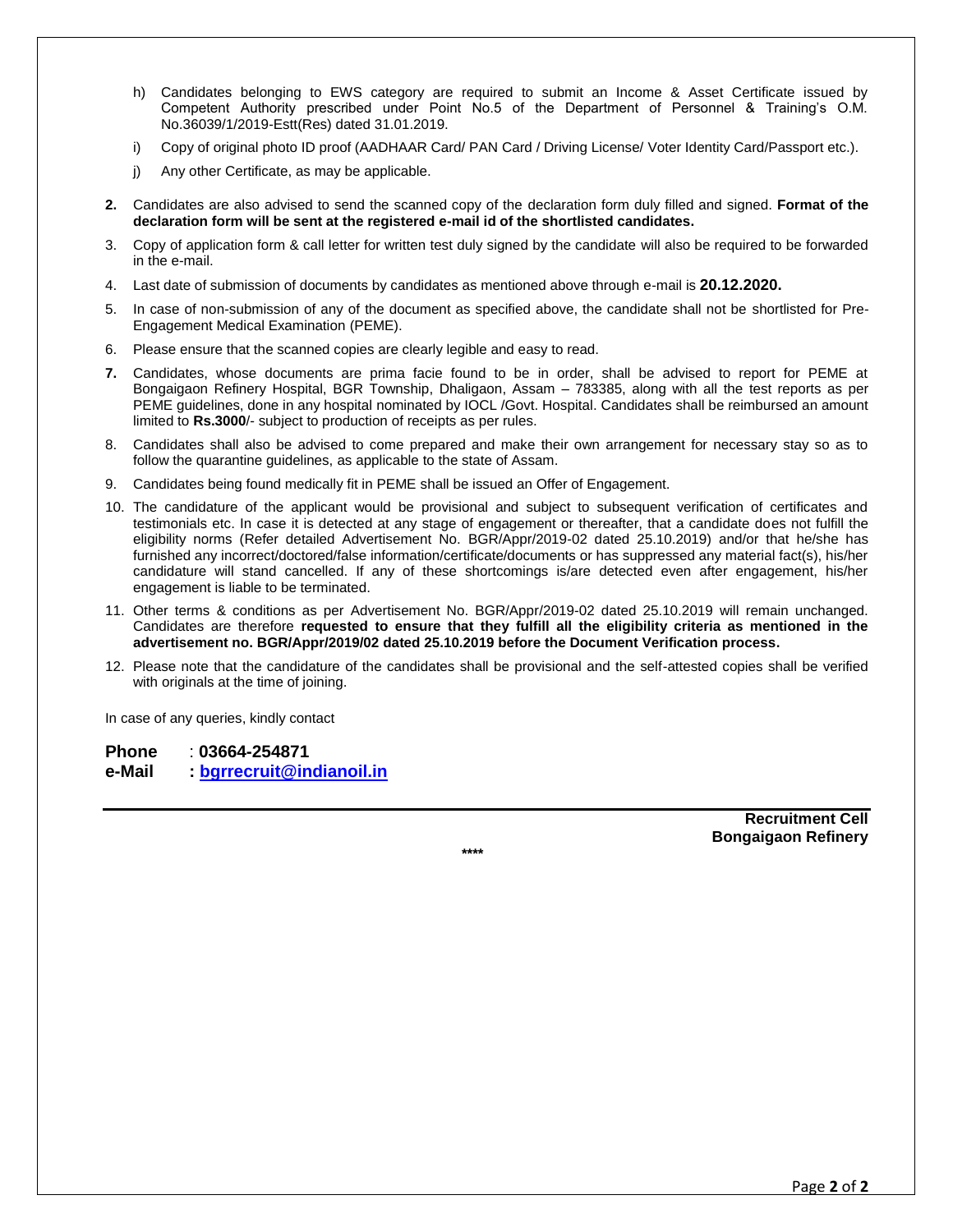h) Candidates belonging to EWS category are required to submit an Income & Asset Certificate issued by Competent Authority prescribed under Point No.5 of the Department of Personnel & Training's O.M. No.36039/1/2019-Estt(Res) dated 31.01.2019.

i) Copy of original photo ID proof (AADHAAR Card/ PAN Card / Driving License/ Voter Identity Card/Passport etc.).

j) Any other Certificate, as may be applicable.

**2.** Candidates are also advised to send the scanned copy of the declaration form duly filled and signed. **Format of the declaration form will be sent at the registered e-mail id of the shortlisted candidates.**

3. Copy of application form & call letter for written test duly signed by the candidate will also be required to be forwarded in the e-mail.

4. Last date of submission of documents by candidates as mentioned above through e-mail is **20.12.2020.**

5. In case of non-submission of any of the document as specified above, the candidate shall not be shortlisted for Pre-Engagement Medical Examination (PEME).

6. Please ensure that the scanned copies are clearly legible and easy to read.

**7.** Candidates, whose documents are prima facie found to be in order, shall be advised to report for PEME at Bongaigaon Refinery Hospital, BGR Township, Dhaligaon, Assam – 783385, along with all the test reports as per PEME guidelines, done in any hospital nominated by IOCL /Govt. Hospital. Candidates shall be reimbursed an amount limited to **Rs.3000**/- subject to production of receipts as per rules.

8. Candidates shall also be advised to come prepared and make their own arrangement for necessary stay so as to follow the quarantine guidelines, as applicable to the state of Assam.

9. Candidates being found medically fit in PEME shall be issued an Offer of Engagement.

10. The candidature of the applicant would be provisional and subject to subsequent verification of certificates and testimonials etc. In case it is detected at any stage of engagement or thereafter, that a candidate does not fulfill the eligibility norms (Refer detailed Advertisement No. BGR/Appr/2019-02 dated 25.10.2019) and/or that he/she has furnished any incorrect/doctored/false information/certificate/documents or has suppressed any material fact(s), his/her candidature will stand cancelled. If any of these shortcomings is/are detected even after engagement, his/her engagement is liable to be terminated.

11. Other terms & conditions as per Advertisement No. BGR/Appr/2019-02 dated 25.10.2019 will remain unchanged. Candidates are therefore **requested to ensure that they fulfill all the eligibility criteria as mentioned in the advertisement no. BGR/Appr/2019/02 dated 25.10.2019 before the Document Verification process.**

12. Please note that the candidature of the candidates shall be provisional and the self-attested copies shall be verified with originals at the time of joining.

In case of any queries, kindly contact

**Phone** : **03664-254871**
**e-Mail** **: bgrrecruit@indianoil.in**

**Recruitment Cell**
**Bongaigaon Refinery**

****